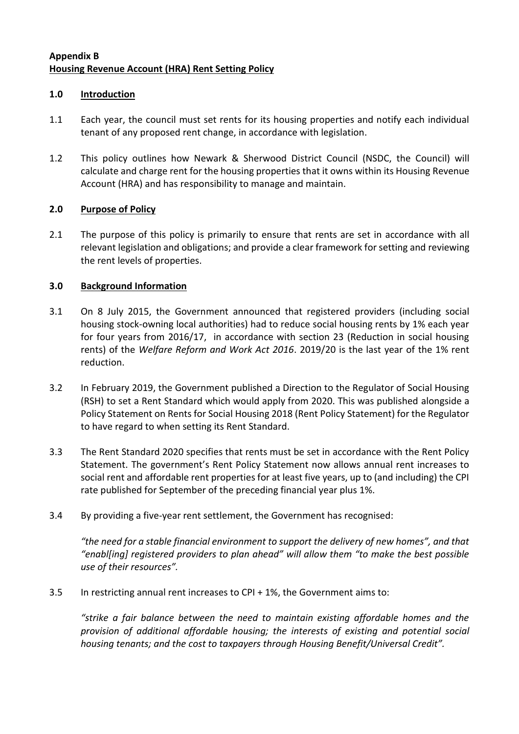**Appendix B**
**Housing Revenue Account (HRA) Rent Setting Policy**

## 1.0 Introduction

1.1 Each year, the council must set rents for its housing properties and notify each individual tenant of any proposed rent change, in accordance with legislation.

1.2 This policy outlines how Newark & Sherwood District Council (NSDC, the Council) will calculate and charge rent for the housing properties that it owns within its Housing Revenue Account (HRA) and has responsibility to manage and maintain.

## 2.0 Purpose of Policy

2.1 The purpose of this policy is primarily to ensure that rents are set in accordance with all relevant legislation and obligations; and provide a clear framework for setting and reviewing the rent levels of properties.

## 3.0 Background Information

3.1 On 8 July 2015, the Government announced that registered providers (including social housing stock-owning local authorities) had to reduce social housing rents by 1% each year for four years from 2016/17, in accordance with section 23 (Reduction in social housing rents) of the *Welfare Reform and Work Act 2016*. 2019/20 is the last year of the 1% rent reduction.

3.2 In February 2019, the Government published a Direction to the Regulator of Social Housing (RSH) to set a Rent Standard which would apply from 2020. This was published alongside a Policy Statement on Rents for Social Housing 2018 (Rent Policy Statement) for the Regulator to have regard to when setting its Rent Standard.

3.3 The Rent Standard 2020 specifies that rents must be set in accordance with the Rent Policy Statement. The government's Rent Policy Statement now allows annual rent increases to social rent and affordable rent properties for at least five years, up to (and including) the CPI rate published for September of the preceding financial year plus 1%.

3.4 By providing a five-year rent settlement, the Government has recognised:

*"the need for a stable financial environment to support the delivery of new homes", and that "enabl[ing] registered providers to plan ahead" will allow them "to make the best possible use of their resources".*

3.5 In restricting annual rent increases to CPI + 1%, the Government aims to:

*"strike a fair balance between the need to maintain existing affordable homes and the provision of additional affordable housing; the interests of existing and potential social housing tenants; and the cost to taxpayers through Housing Benefit/Universal Credit".*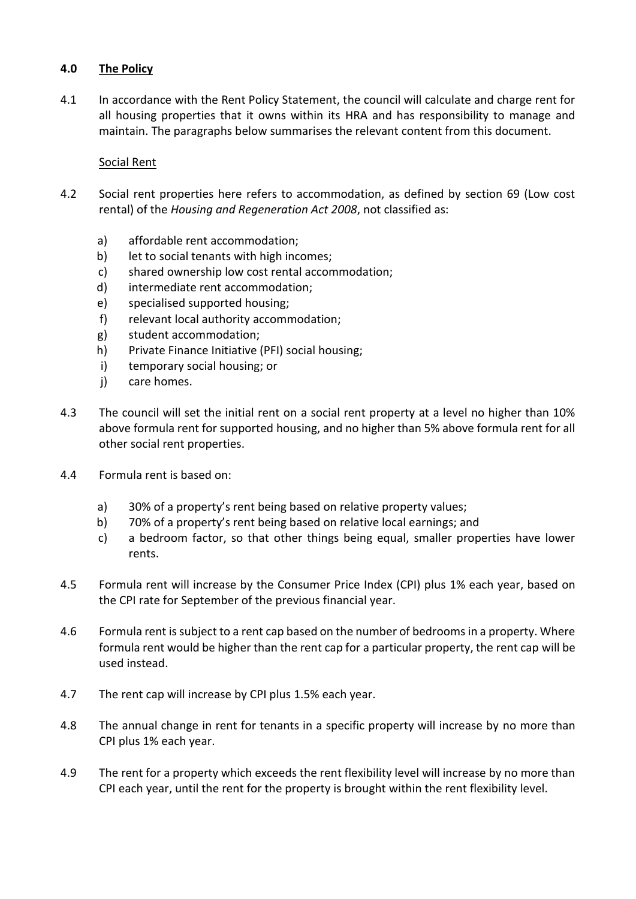## 4.0 The Policy

4.1 In accordance with the Rent Policy Statement, the council will calculate and charge rent for all housing properties that it owns within its HRA and has responsibility to manage and maintain. The paragraphs below summarises the relevant content from this document.

Social Rent

4.2 Social rent properties here refers to accommodation, as defined by section 69 (Low cost rental) of the *Housing and Regeneration Act 2008*, not classified as:

a) affordable rent accommodation;
b) let to social tenants with high incomes;
c) shared ownership low cost rental accommodation;
d) intermediate rent accommodation;
e) specialised supported housing;
f) relevant local authority accommodation;
g) student accommodation;
h) Private Finance Initiative (PFI) social housing;
i) temporary social housing; or
j) care homes.

4.3 The council will set the initial rent on a social rent property at a level no higher than 10% above formula rent for supported housing, and no higher than 5% above formula rent for all other social rent properties.

4.4 Formula rent is based on:

a) 30% of a property's rent being based on relative property values;
b) 70% of a property's rent being based on relative local earnings; and
c) a bedroom factor, so that other things being equal, smaller properties have lower rents.

4.5 Formula rent will increase by the Consumer Price Index (CPI) plus 1% each year, based on the CPI rate for September of the previous financial year.

4.6 Formula rent is subject to a rent cap based on the number of bedrooms in a property. Where formula rent would be higher than the rent cap for a particular property, the rent cap will be used instead.

4.7 The rent cap will increase by CPI plus 1.5% each year.

4.8 The annual change in rent for tenants in a specific property will increase by no more than CPI plus 1% each year.

4.9 The rent for a property which exceeds the rent flexibility level will increase by no more than CPI each year, until the rent for the property is brought within the rent flexibility level.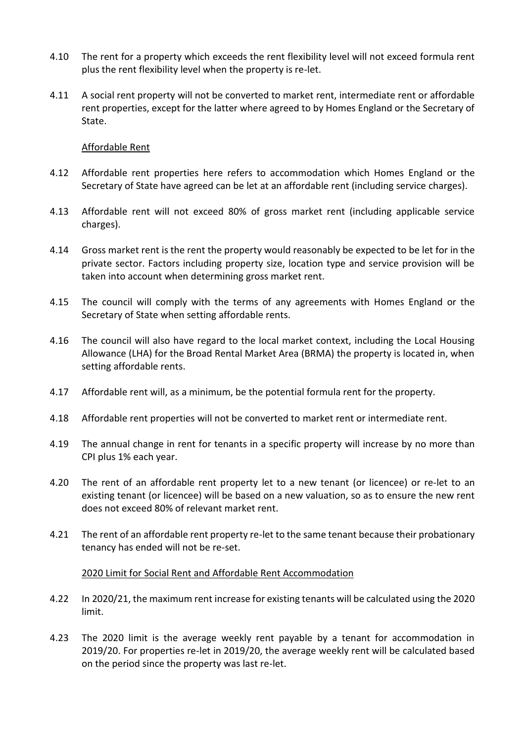4.10 The rent for a property which exceeds the rent flexibility level will not exceed formula rent plus the rent flexibility level when the property is re-let.

4.11 A social rent property will not be converted to market rent, intermediate rent or affordable rent properties, except for the latter where agreed to by Homes England or the Secretary of State.

Affordable Rent

4.12 Affordable rent properties here refers to accommodation which Homes England or the Secretary of State have agreed can be let at an affordable rent (including service charges).

4.13 Affordable rent will not exceed 80% of gross market rent (including applicable service charges).

4.14 Gross market rent is the rent the property would reasonably be expected to be let for in the private sector. Factors including property size, location type and service provision will be taken into account when determining gross market rent.

4.15 The council will comply with the terms of any agreements with Homes England or the Secretary of State when setting affordable rents.

4.16 The council will also have regard to the local market context, including the Local Housing Allowance (LHA) for the Broad Rental Market Area (BRMA) the property is located in, when setting affordable rents.

4.17 Affordable rent will, as a minimum, be the potential formula rent for the property.

4.18 Affordable rent properties will not be converted to market rent or intermediate rent.

4.19 The annual change in rent for tenants in a specific property will increase by no more than CPI plus 1% each year.

4.20 The rent of an affordable rent property let to a new tenant (or licencee) or re-let to an existing tenant (or licencee) will be based on a new valuation, so as to ensure the new rent does not exceed 80% of relevant market rent.

4.21 The rent of an affordable rent property re-let to the same tenant because their probationary tenancy has ended will not be re-set.

2020 Limit for Social Rent and Affordable Rent Accommodation

4.22 In 2020/21, the maximum rent increase for existing tenants will be calculated using the 2020 limit.

4.23 The 2020 limit is the average weekly rent payable by a tenant for accommodation in 2019/20. For properties re-let in 2019/20, the average weekly rent will be calculated based on the period since the property was last re-let.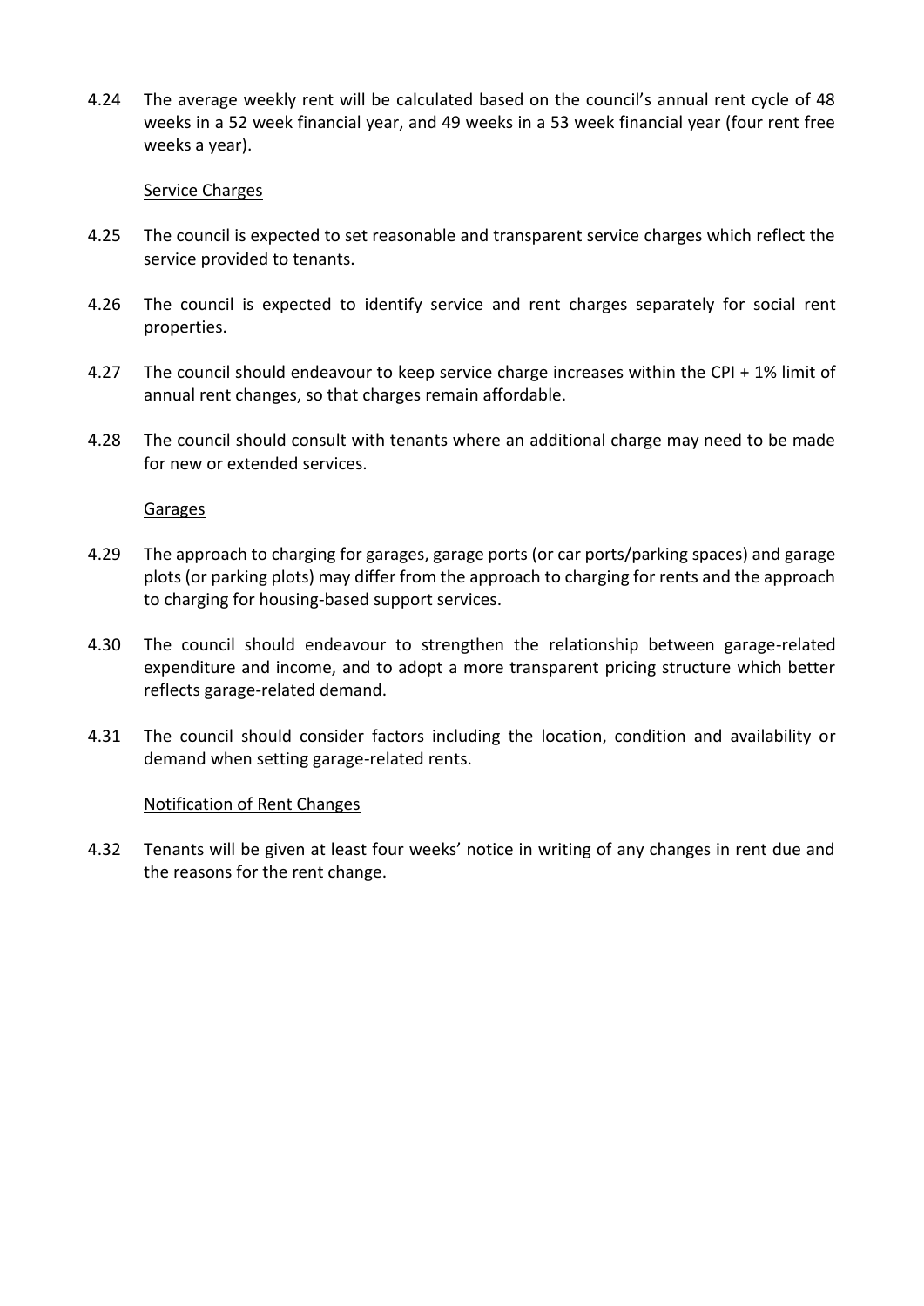4.24 The average weekly rent will be calculated based on the council's annual rent cycle of 48 weeks in a 52 week financial year, and 49 weeks in a 53 week financial year (four rent free weeks a year).

<u>Service Charges</u>

4.25 The council is expected to set reasonable and transparent service charges which reflect the service provided to tenants.

4.26 The council is expected to identify service and rent charges separately for social rent properties.

4.27 The council should endeavour to keep service charge increases within the CPI + 1% limit of annual rent changes, so that charges remain affordable.

4.28 The council should consult with tenants where an additional charge may need to be made for new or extended services.

<u>Garages</u>

4.29 The approach to charging for garages, garage ports (or car ports/parking spaces) and garage plots (or parking plots) may differ from the approach to charging for rents and the approach to charging for housing-based support services.

4.30 The council should endeavour to strengthen the relationship between garage-related expenditure and income, and to adopt a more transparent pricing structure which better reflects garage-related demand.

4.31 The council should consider factors including the location, condition and availability or demand when setting garage-related rents.

<u>Notification of Rent Changes</u>

4.32 Tenants will be given at least four weeks' notice in writing of any changes in rent due and the reasons for the rent change.